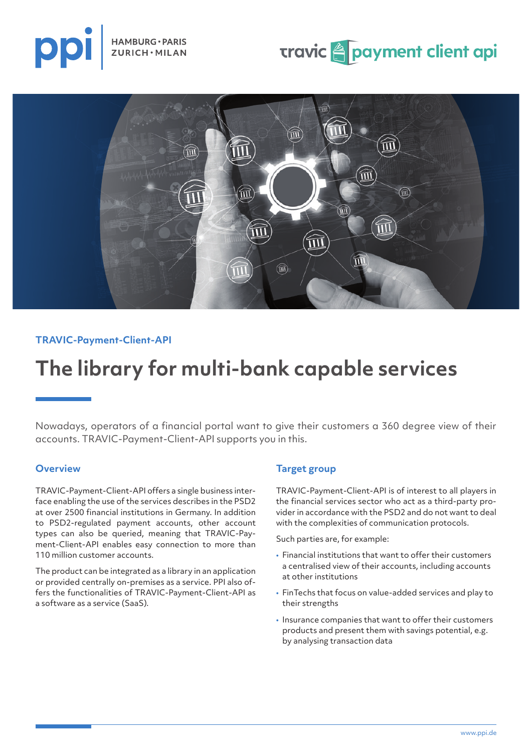TRAVIC-Payment-Client-API

# The library for multi-bank capable services

Nowadays, operators of a financial portal want to give their customers a 360 degree view of their accounts. TRAVIC-Payment-Client-API supports you in this.

## Overview

TRAVIC-Payment-Client-API offers a single business interface enabling the use of the services describes in the PSD2 at over 2500 financial institutions in Germany. In addition to PSD2-regulated payment accounts, other account types can also be queried, meaning that TRAVIC-Payment-Client-API enables easy connection to more than 110 million customer accounts.

The product can be integrated as a library in an application or provided centrally on-premises as a service. PPI also offers the functionalities of TRAVIC-Payment-Client-API as a software as a service (SaaS).

## Target group

TRAVIC-Payment-Client-API is of interest to all players in the financial services sector who act as a third-party provider in accordance with the PSD2 and do not want to deal with the complexities of communication protocols.

Such parties are, for example:

- Financial institutions that want to offer their customers a centralised view of their accounts, including accounts at other institutions
- FinTechs that focus on value-added services and play to their strengths
- Insurance companies that want to offer their customers products and present them with savings potential, e.g. by analysing transaction data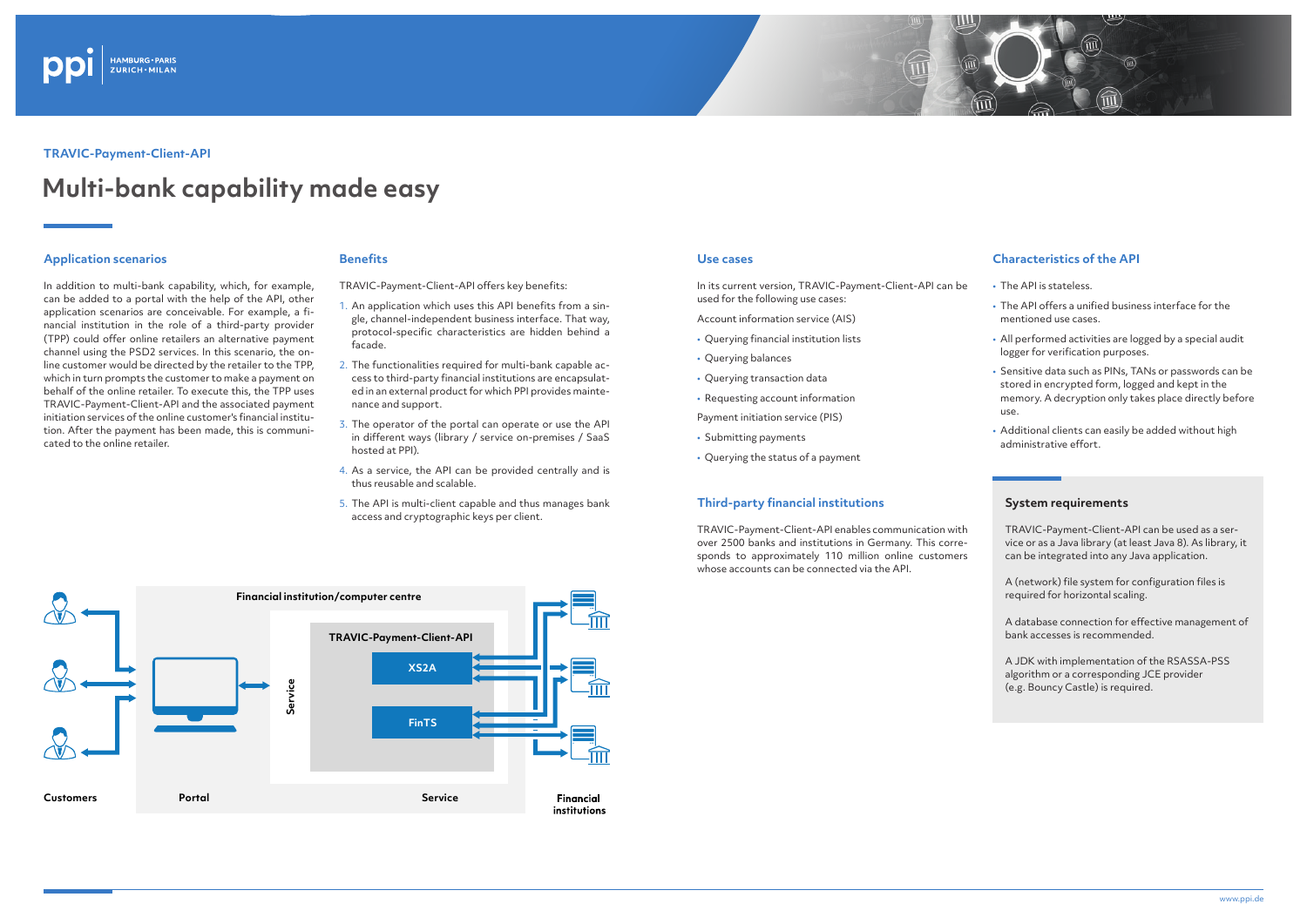TRAVIC-Payment-Client-API

# Multi-bank capability made easy

## Application scenarios

In addition to multi-bank capability, which, for example, can be added to a portal with the help of the API, other application scenarios are conceivable. For example, a financial institution in the role of a third-party provider (TPP) could offer online retailers an alternative payment channel using the PSD2 services. In this scenario, the online customer would be directed by the retailer to the TPP, which in turn prompts the customer to make a payment on behalf of the online retailer. To execute this, the TPP uses TRAVIC-Payment-Client-API and the associated payment initiation services of the online customer's financial institution. After the payment has been made, this is communicated to the online retailer.

## Benefits

TRAVIC-Payment-Client-API offers key benefits:

1. An application which uses this API benefits from a single, channel-independent business interface. That way, protocol-specific characteristics are hidden behind a facade.
2. The functionalities required for multi-bank capable access to third-party financial institutions are encapsulated in an external product for which PPI provides maintenance and support.
3. The operator of the portal can operate or use the API in different ways (library / service on-premises / SaaS hosted at PPI).
4. As a service, the API can be provided centrally and is thus reusable and scalable.
5. The API is multi-client capable and thus manages bank access and cryptographic keys per client.

Financial institution/computer centre

TRAVIC-Payment-Client-API

XS2A

FinTS

Service

Customers | Portal | Service | Financial institutions

## Use cases

In its current version, TRAVIC-Payment-Client-API can be used for the following use cases:

Account information service (AIS)

- Querying financial institution lists
- Querying balances
- Querying transaction data
- Requesting account information

Payment initiation service (PIS)

- Submitting payments
- Querying the status of a payment

## Third-party financial institutions

TRAVIC-Payment-Client-API enables communication with over 2500 banks and institutions in Germany. This corresponds to approximately 110 million online customers whose accounts can be connected via the API.

## Characteristics of the API

- The API is stateless.
- The API offers a unified business interface for the mentioned use cases.
- All performed activities are logged by a special audit logger for verification purposes.
- Sensitive data such as PINs, TANs or passwords can be stored in encrypted form, logged and kept in the memory. A decryption only takes place directly before use.
- Additional clients can easily be added without high administrative effort.

### System requirements

TRAVIC-Payment-Client-API can be used as a service or as a Java library (at least Java 8). As library, it can be integrated into any Java application.

A (network) file system for configuration files is required for horizontal scaling.

A database connection for effective management of bank accesses is recommended.

A JDK with implementation of the RSASSA-PSS algorithm or a corresponding JCE provider (e.g. Bouncy Castle) is required.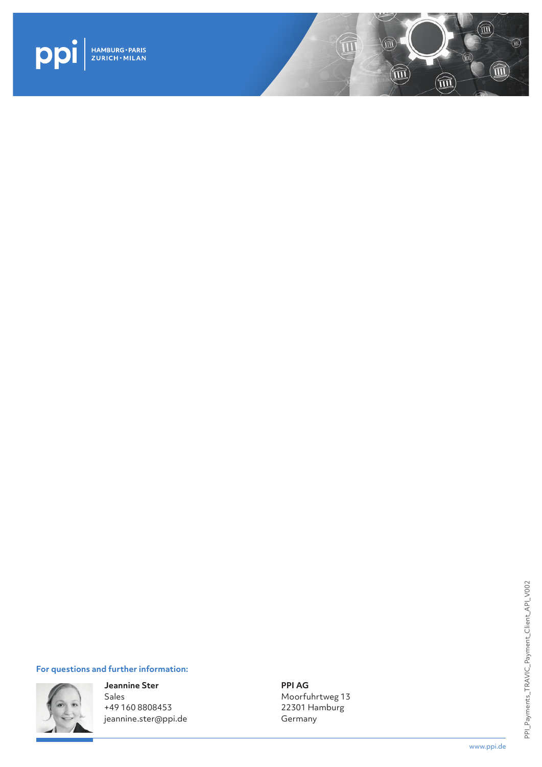ppi HAMBURG · PARIS ZURICH · MILAN

**For questions and further information:**

**Jeannine Ster**
Sales
+49 160 8808453
jeannine.ster@ppi.de

**PPI AG**
Moorfuhrtweg 13
22301 Hamburg
Germany

PPI_Payments_TRAVIC_Payment_Client_API_V002

www.ppi.de